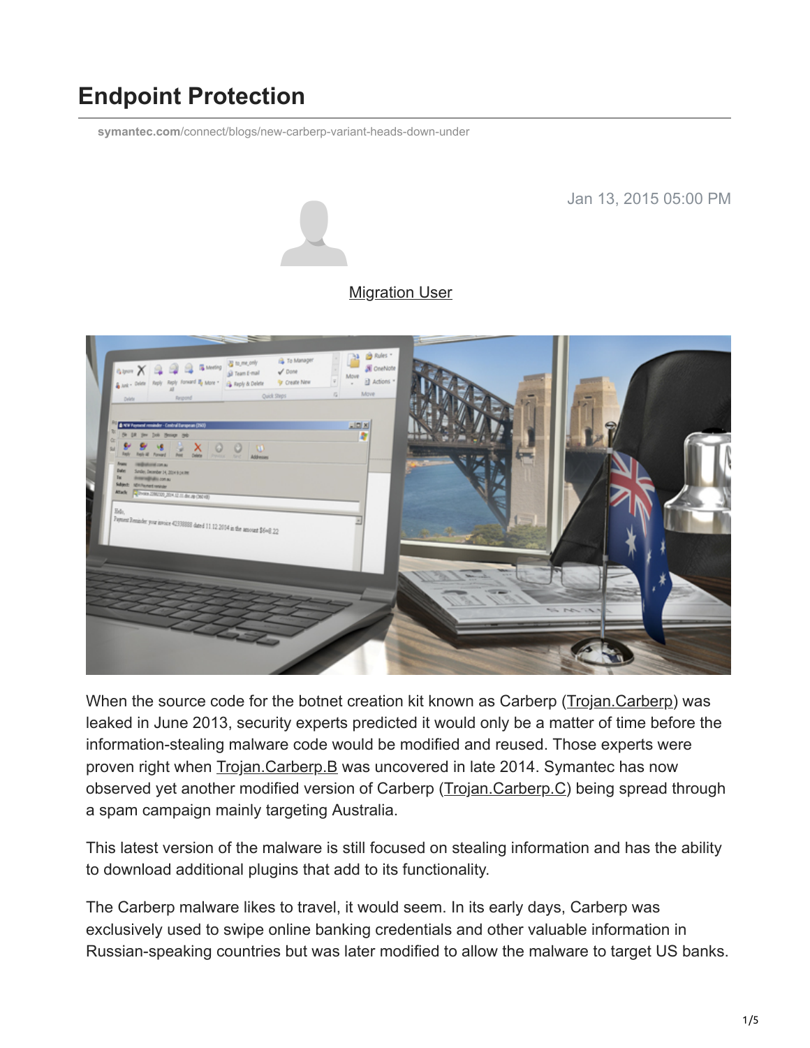# Endpoint Protection

symantec.com/connect/blogs/new-carberp-variant-heads-down-under

Jan 13, 2015 05:00 PM

Migration User

When the source code for the botnet creation kit known as Carberp (Trojan.Carberp) was leaked in June 2013, security experts predicted it would only be a matter of time before the information-stealing malware code would be modified and reused. Those experts were proven right when Trojan.Carberp.B was uncovered in late 2014. Symantec has now observed yet another modified version of Carberp (Trojan.Carberp.C) being spread through a spam campaign mainly targeting Australia.

This latest version of the malware is still focused on stealing information and has the ability to download additional plugins that add to its functionality.

The Carberp malware likes to travel, it would seem. In its early days, Carberp was exclusively used to swipe online banking credentials and other valuable information in Russian-speaking countries but was later modified to allow the malware to target US banks.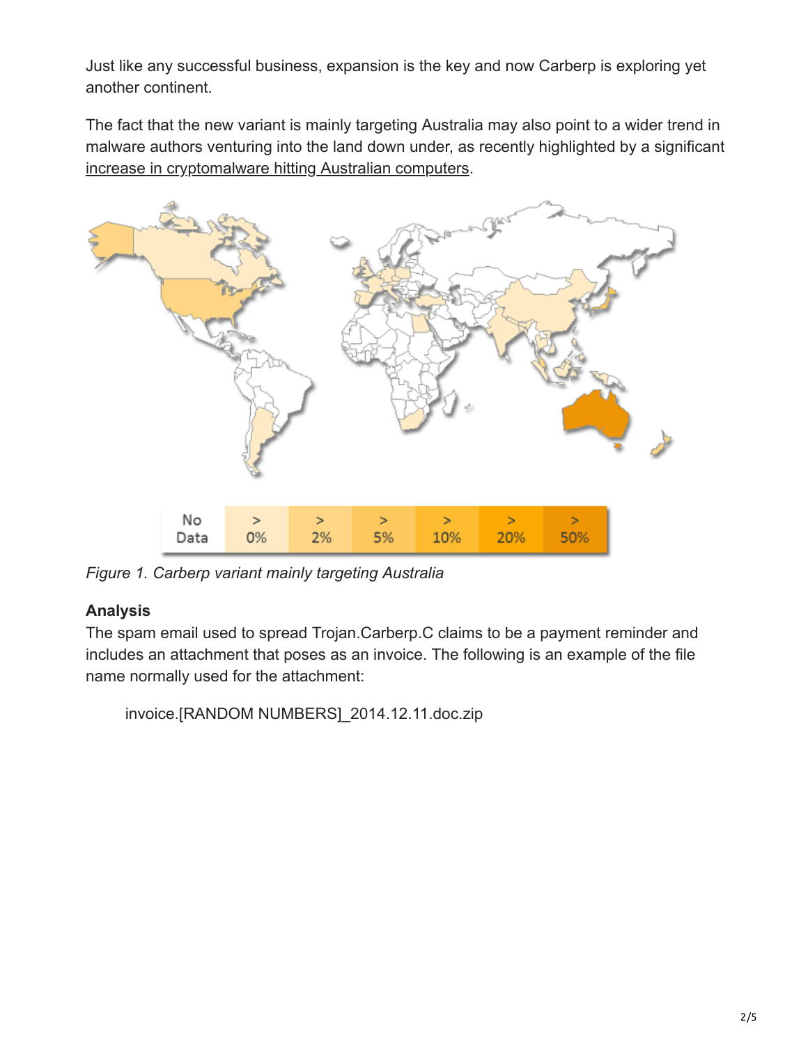Just like any successful business, expansion is the key and now Carberp is exploring yet another continent.

The fact that the new variant is mainly targeting Australia may also point to a wider trend in malware authors venturing into the land down under, as recently highlighted by a significant increase in cryptomalware hitting Australian computers.

| No Data | > 0% | > 2% | > 5% | > 10% | > 20% | > 50% |
|---|---|---|---|---|---|---|

*Figure 1. Carberp variant mainly targeting Australia*

**Analysis**

The spam email used to spread Trojan.Carberp.C claims to be a payment reminder and includes an attachment that poses as an invoice. The following is an example of the file name normally used for the attachment:

invoice.[RANDOM NUMBERS]_2014.12.11.doc.zip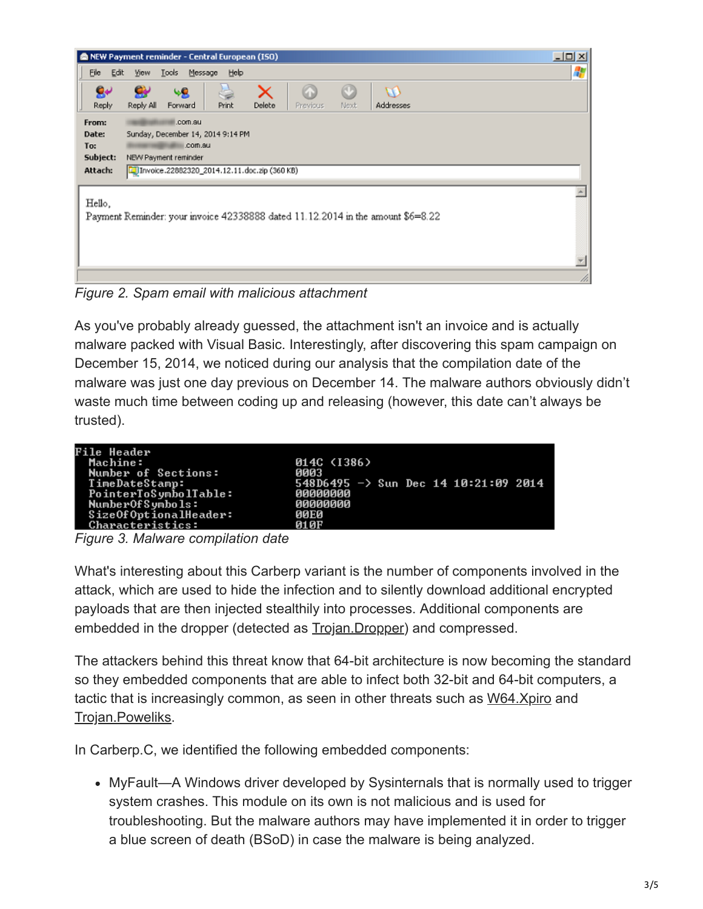Figure 2. Spam email with malicious attachment

As you've probably already guessed, the attachment isn't an invoice and is actually malware packed with Visual Basic. Interestingly, after discovering this spam campaign on December 15, 2014, we noticed during our analysis that the compilation date of the malware was just one day previous on December 14. The malware authors obviously didn't waste much time between coding up and releasing (however, this date can't always be trusted).

```
File Header
   Machine:                         014C (I386)
   Number of Sections:              0003
   TimeDateStamp:                   548D6495 -> Sun Dec 14 10:21:09 2014
   PointerToSymbolTable:            00000000
   NumberOfSymbols:                 00000000
   SizeOfOptionalHeader:            00E0
   Characteristics:                 010F
```

Figure 3. Malware compilation date

What's interesting about this Carberp variant is the number of components involved in the attack, which are used to hide the infection and to silently download additional encrypted payloads that are then injected stealthily into processes. Additional components are embedded in the dropper (detected as Trojan.Dropper) and compressed.

The attackers behind this threat know that 64-bit architecture is now becoming the standard so they embedded components that are able to infect both 32-bit and 64-bit computers, a tactic that is increasingly common, as seen in other threats such as W64.Xpiro and Trojan.Poweliks.

In Carberp.C, we identified the following embedded components:

- MyFault—A Windows driver developed by Sysinternals that is normally used to trigger system crashes. This module on its own is not malicious and is used for troubleshooting. But the malware authors may have implemented it in order to trigger a blue screen of death (BSoD) in case the malware is being analyzed.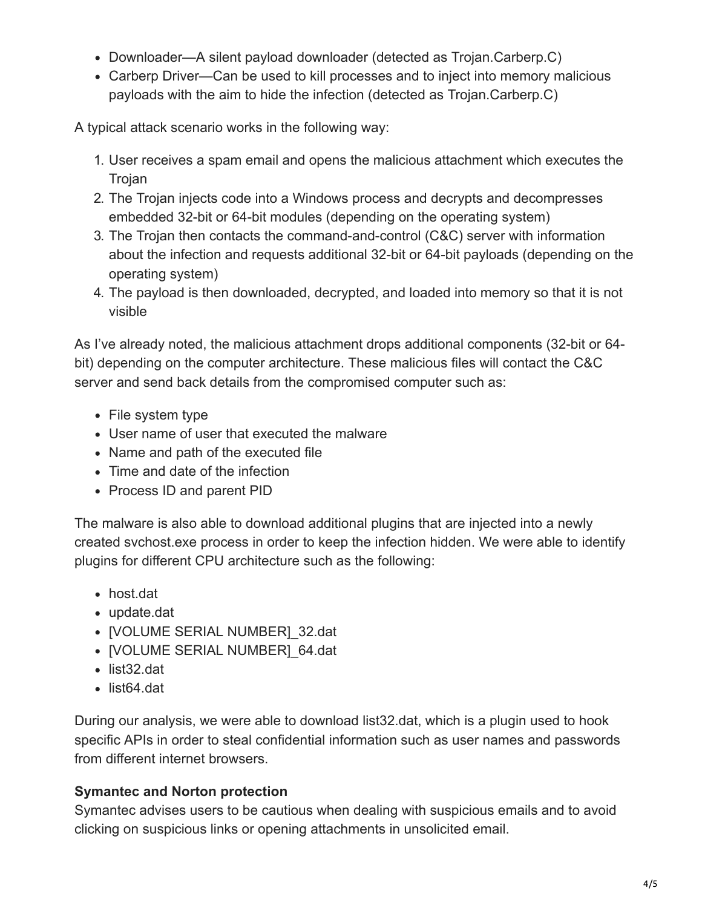- Downloader—A silent payload downloader (detected as Trojan.Carberp.C)
- Carberp Driver—Can be used to kill processes and to inject into memory malicious payloads with the aim to hide the infection (detected as Trojan.Carberp.C)

A typical attack scenario works in the following way:

1. User receives a spam email and opens the malicious attachment which executes the Trojan
2. The Trojan injects code into a Windows process and decrypts and decompresses embedded 32-bit or 64-bit modules (depending on the operating system)
3. The Trojan then contacts the command-and-control (C&C) server with information about the infection and requests additional 32-bit or 64-bit payloads (depending on the operating system)
4. The payload is then downloaded, decrypted, and loaded into memory so that it is not visible

As I've already noted, the malicious attachment drops additional components (32-bit or 64-bit) depending on the computer architecture. These malicious files will contact the C&C server and send back details from the compromised computer such as:

- File system type
- User name of user that executed the malware
- Name and path of the executed file
- Time and date of the infection
- Process ID and parent PID

The malware is also able to download additional plugins that are injected into a newly created svchost.exe process in order to keep the infection hidden. We were able to identify plugins for different CPU architecture such as the following:

- host.dat
- update.dat
- [VOLUME SERIAL NUMBER]_32.dat
- [VOLUME SERIAL NUMBER]_64.dat
- list32.dat
- list64.dat

During our analysis, we were able to download list32.dat, which is a plugin used to hook specific APIs in order to steal confidential information such as user names and passwords from different internet browsers.

**Symantec and Norton protection**

Symantec advises users to be cautious when dealing with suspicious emails and to avoid clicking on suspicious links or opening attachments in unsolicited email.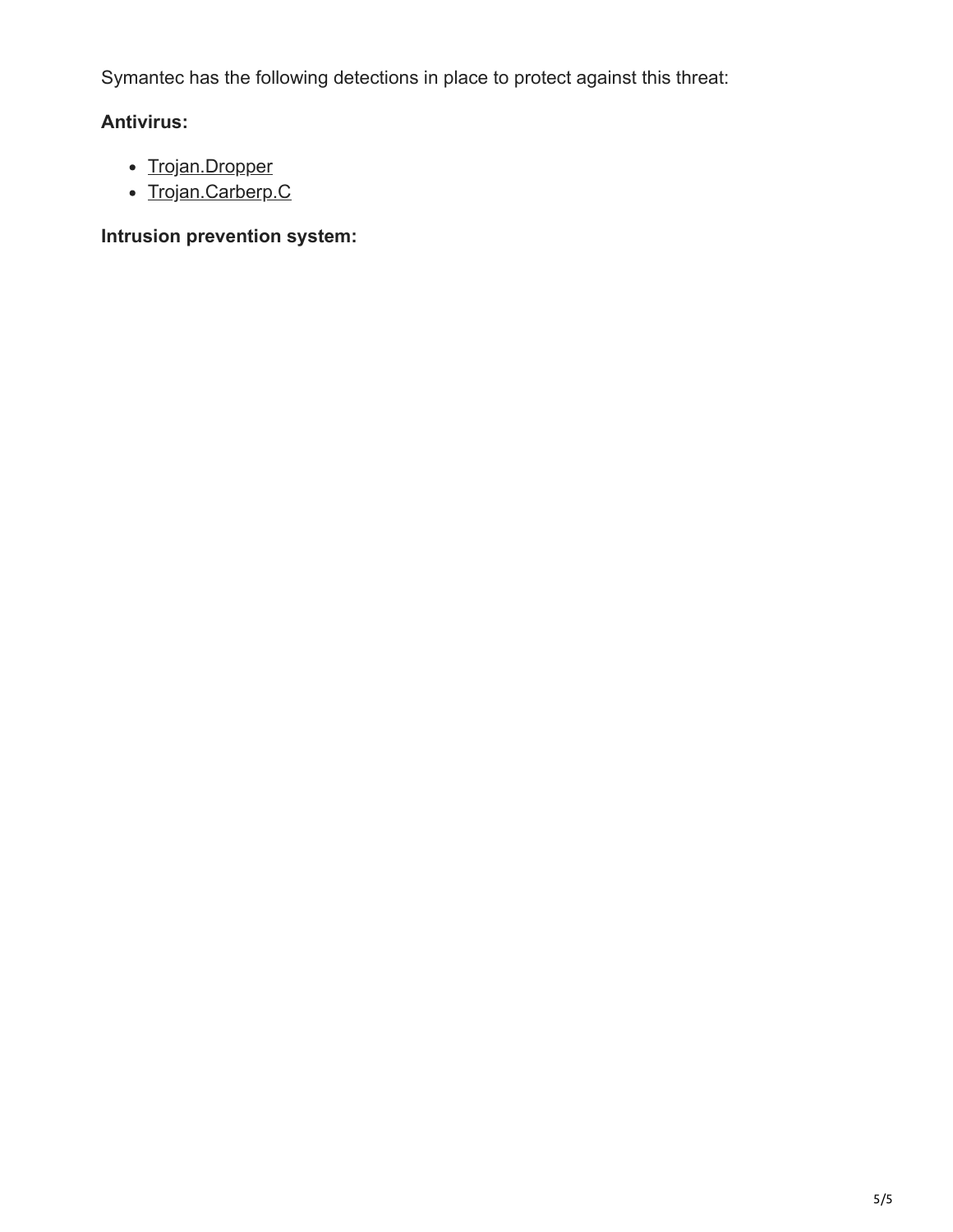Symantec has the following detections in place to protect against this threat:

**Antivirus:**

- Trojan.Dropper
- Trojan.Carberp.C

**Intrusion prevention system:**